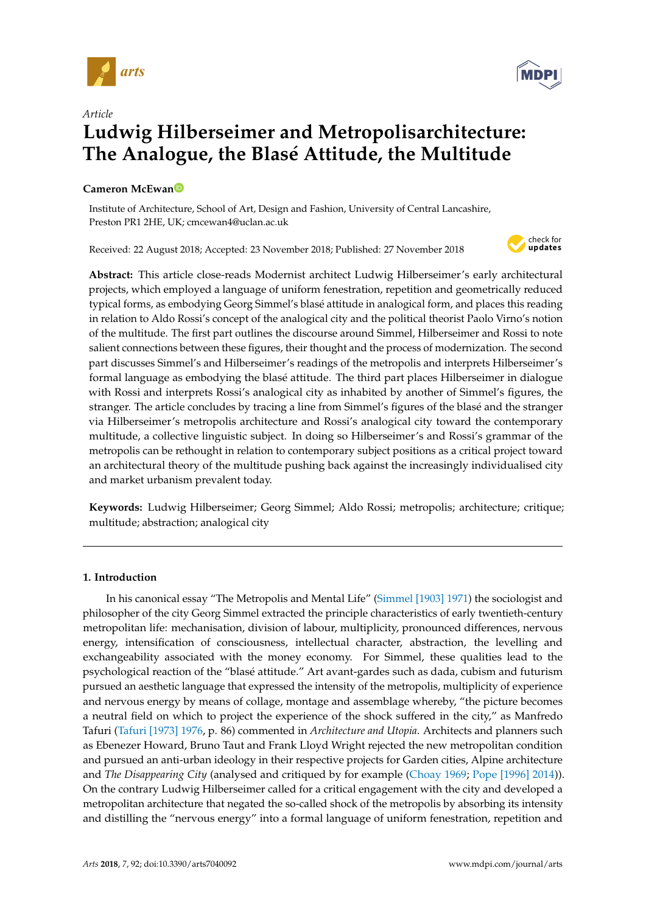*Article*

# Ludwig Hilberseimer and Metropolisarchitecture: The Analogue, the Blasé Attitude, the Multitude

**Cameron McEwan**

Institute of Architecture, School of Art, Design and Fashion, University of Central Lancashire, Preston PR1 2HE, UK; cmcewan4@uclan.ac.uk

Received: 22 August 2018; Accepted: 23 November 2018; Published: 27 November 2018

**Abstract:** This article close-reads Modernist architect Ludwig Hilberseimer's early architectural projects, which employed a language of uniform fenestration, repetition and geometrically reduced typical forms, as embodying Georg Simmel's blasé attitude in analogical form, and places this reading in relation to Aldo Rossi's concept of the analogical city and the political theorist Paolo Virno's notion of the multitude. The first part outlines the discourse around Simmel, Hilberseimer and Rossi to note salient connections between these figures, their thought and the process of modernization. The second part discusses Simmel's and Hilberseimer's readings of the metropolis and interprets Hilberseimer's formal language as embodying the blasé attitude. The third part places Hilberseimer in dialogue with Rossi and interprets Rossi's analogical city as inhabited by another of Simmel's figures, the stranger. The article concludes by tracing a line from Simmel's figures of the blasé and the stranger via Hilberseimer's metropolis architecture and Rossi's analogical city toward the contemporary multitude, a collective linguistic subject. In doing so Hilberseimer's and Rossi's grammar of the metropolis can be rethought in relation to contemporary subject positions as a critical project toward an architectural theory of the multitude pushing back against the increasingly individualised city and market urbanism prevalent today.

**Keywords:** Ludwig Hilberseimer; Georg Simmel; Aldo Rossi; metropolis; architecture; critique; multitude; abstraction; analogical city

## 1. Introduction

In his canonical essay "The Metropolis and Mental Life" (Simmel [1903] 1971) the sociologist and philosopher of the city Georg Simmel extracted the principle characteristics of early twentieth-century metropolitan life: mechanisation, division of labour, multiplicity, pronounced differences, nervous energy, intensification of consciousness, intellectual character, abstraction, the levelling and exchangeability associated with the money economy. For Simmel, these qualities lead to the psychological reaction of the "blasé attitude." Art avant-gardes such as dada, cubism and futurism pursued an aesthetic language that expressed the intensity of the metropolis, multiplicity of experience and nervous energy by means of collage, montage and assemblage whereby, "the picture becomes a neutral field on which to project the experience of the shock suffered in the city," as Manfredo Tafuri (Tafuri [1973] 1976, p. 86) commented in *Architecture and Utopia*. Architects and planners such as Ebenezer Howard, Bruno Taut and Frank Lloyd Wright rejected the new metropolitan condition and pursued an anti-urban ideology in their respective projects for Garden cities, Alpine architecture and *The Disappearing City* (analysed and critiqued by for example (Choay 1969; Pope [1996] 2014)). On the contrary Ludwig Hilberseimer called for a critical engagement with the city and developed a metropolitan architecture that negated the so-called shock of the metropolis by absorbing its intensity and distilling the "nervous energy" into a formal language of uniform fenestration, repetition and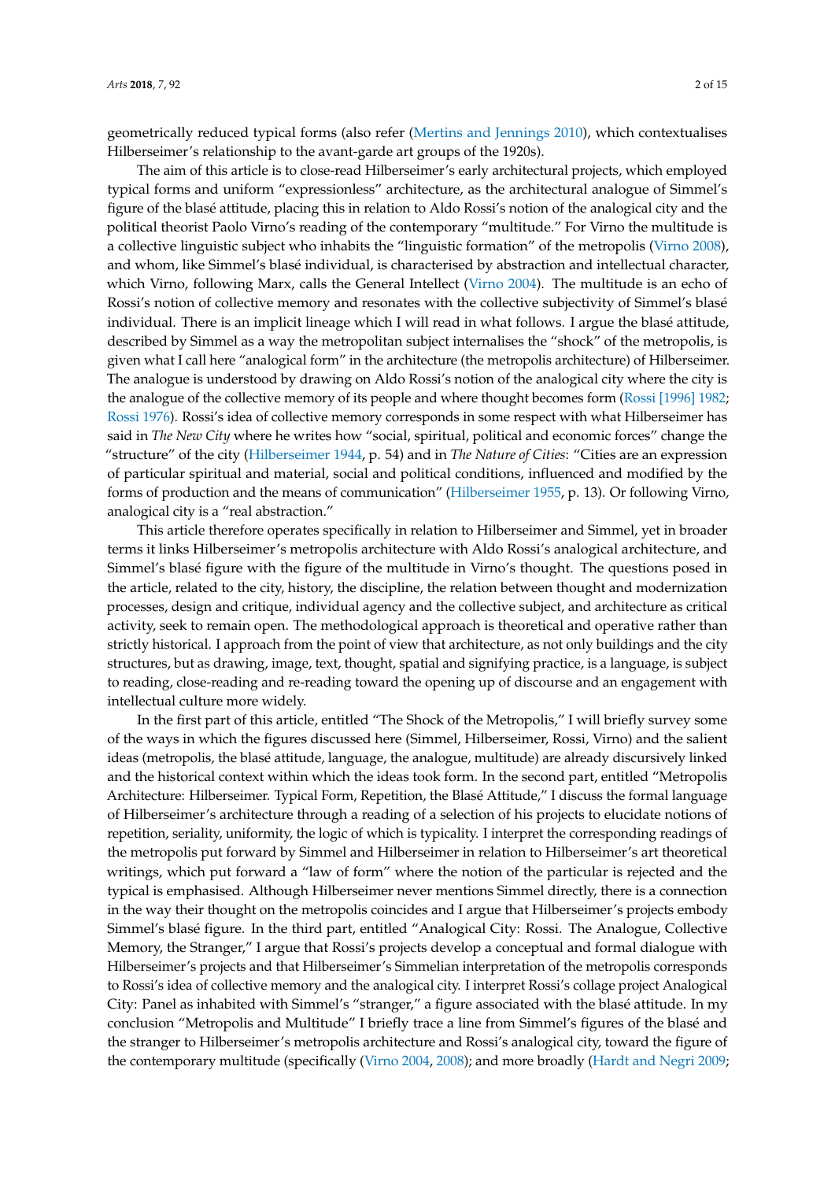geometrically reduced typical forms (also refer (Mertins and Jennings 2010), which contextualises Hilberseimer's relationship to the avant-garde art groups of the 1920s).

The aim of this article is to close-read Hilberseimer's early architectural projects, which employed typical forms and uniform "expressionless" architecture, as the architectural analogue of Simmel's figure of the blasé attitude, placing this in relation to Aldo Rossi's notion of the analogical city and the political theorist Paolo Virno's reading of the contemporary "multitude." For Virno the multitude is a collective linguistic subject who inhabits the "linguistic formation" of the metropolis (Virno 2008), and whom, like Simmel's blasé individual, is characterised by abstraction and intellectual character, which Virno, following Marx, calls the General Intellect (Virno 2004). The multitude is an echo of Rossi's notion of collective memory and resonates with the collective subjectivity of Simmel's blasé individual. There is an implicit lineage which I will read in what follows. I argue the blasé attitude, described by Simmel as a way the metropolitan subject internalises the "shock" of the metropolis, is given what I call here "analogical form" in the architecture (the metropolis architecture) of Hilberseimer. The analogue is understood by drawing on Aldo Rossi's notion of the analogical city where the city is the analogue of the collective memory of its people and where thought becomes form (Rossi [1996] 1982; Rossi 1976). Rossi's idea of collective memory corresponds in some respect with what Hilberseimer has said in *The New City* where he writes how "social, spiritual, political and economic forces" change the "structure" of the city (Hilberseimer 1944, p. 54) and in *The Nature of Cities*: "Cities are an expression of particular spiritual and material, social and political conditions, influenced and modified by the forms of production and the means of communication" (Hilberseimer 1955, p. 13). Or following Virno, analogical city is a "real abstraction."

This article therefore operates specifically in relation to Hilberseimer and Simmel, yet in broader terms it links Hilberseimer's metropolis architecture with Aldo Rossi's analogical architecture, and Simmel's blasé figure with the figure of the multitude in Virno's thought. The questions posed in the article, related to the city, history, the discipline, the relation between thought and modernization processes, design and critique, individual agency and the collective subject, and architecture as critical activity, seek to remain open. The methodological approach is theoretical and operative rather than strictly historical. I approach from the point of view that architecture, as not only buildings and the city structures, but as drawing, image, text, thought, spatial and signifying practice, is a language, is subject to reading, close-reading and re-reading toward the opening up of discourse and an engagement with intellectual culture more widely.

In the first part of this article, entitled "The Shock of the Metropolis," I will briefly survey some of the ways in which the figures discussed here (Simmel, Hilberseimer, Rossi, Virno) and the salient ideas (metropolis, the blasé attitude, language, the analogue, multitude) are already discursively linked and the historical context within which the ideas took form. In the second part, entitled "Metropolis Architecture: Hilberseimer. Typical Form, Repetition, the Blasé Attitude," I discuss the formal language of Hilberseimer's architecture through a reading of a selection of his projects to elucidate notions of repetition, seriality, uniformity, the logic of which is typicality. I interpret the corresponding readings of the metropolis put forward by Simmel and Hilberseimer in relation to Hilberseimer's art theoretical writings, which put forward a "law of form" where the notion of the particular is rejected and the typical is emphasised. Although Hilberseimer never mentions Simmel directly, there is a connection in the way their thought on the metropolis coincides and I argue that Hilberseimer's projects embody Simmel's blasé figure. In the third part, entitled "Analogical City: Rossi. The Analogue, Collective Memory, the Stranger," I argue that Rossi's projects develop a conceptual and formal dialogue with Hilberseimer's projects and that Hilberseimer's Simmelian interpretation of the metropolis corresponds to Rossi's idea of collective memory and the analogical city. I interpret Rossi's collage project Analogical City: Panel as inhabited with Simmel's "stranger," a figure associated with the blasé attitude. In my conclusion "Metropolis and Multitude" I briefly trace a line from Simmel's figures of the blasé and the stranger to Hilberseimer's metropolis architecture and Rossi's analogical city, toward the figure of the contemporary multitude (specifically (Virno 2004, 2008); and more broadly (Hardt and Negri 2009;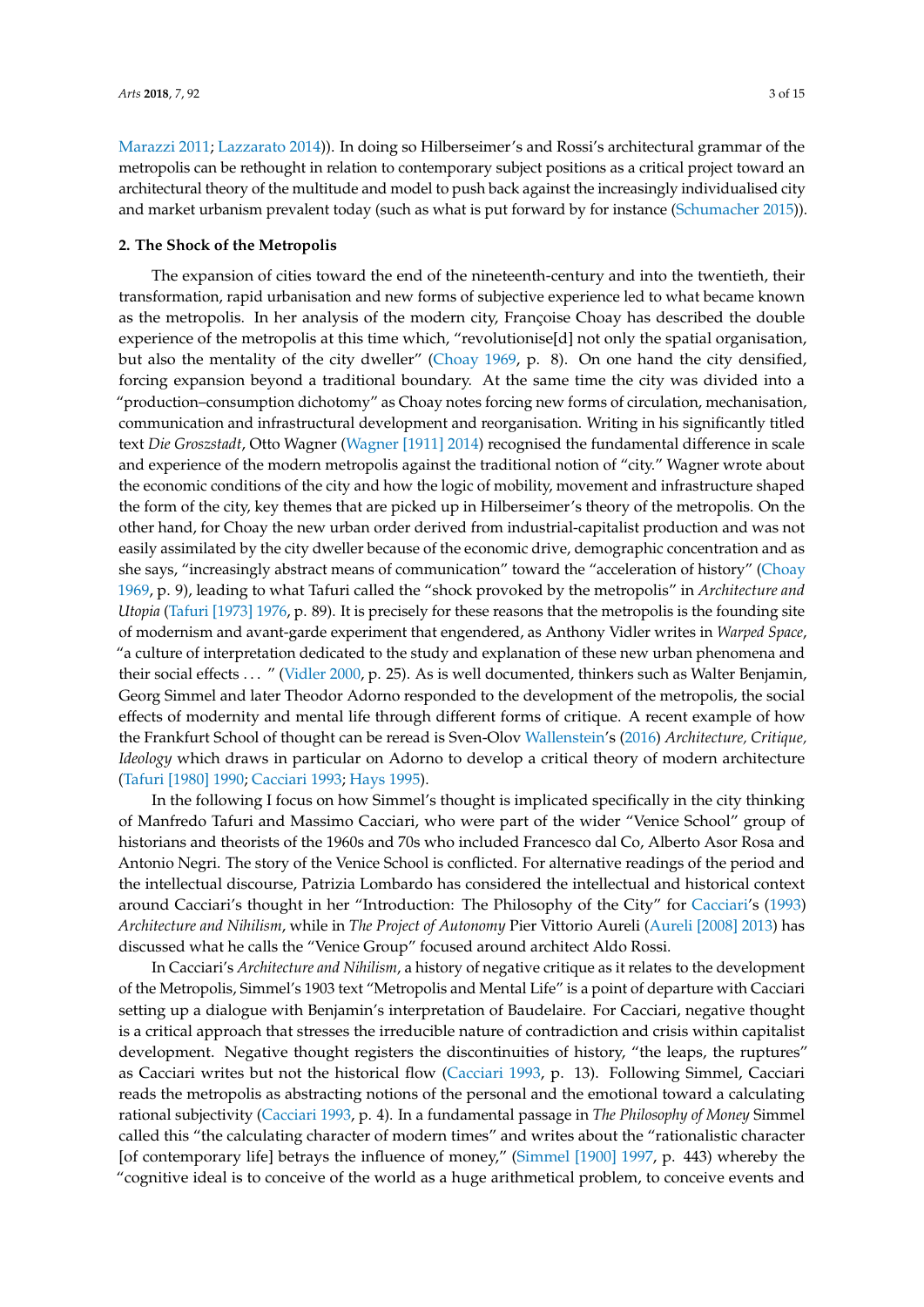Marazzi 2011; Lazzarato 2014)). In doing so Hilberseimer's and Rossi's architectural grammar of the metropolis can be rethought in relation to contemporary subject positions as a critical project toward an architectural theory of the multitude and model to push back against the increasingly individualised city and market urbanism prevalent today (such as what is put forward by for instance (Schumacher 2015)).

## 2. The Shock of the Metropolis

The expansion of cities toward the end of the nineteenth-century and into the twentieth, their transformation, rapid urbanisation and new forms of subjective experience led to what became known as the metropolis. In her analysis of the modern city, Françoise Choay has described the double experience of the metropolis at this time which, "revolutionise[d] not only the spatial organisation, but also the mentality of the city dweller" (Choay 1969, p. 8). On one hand the city densified, forcing expansion beyond a traditional boundary. At the same time the city was divided into a "production–consumption dichotomy" as Choay notes forcing new forms of circulation, mechanisation, communication and infrastructural development and reorganisation. Writing in his significantly titled text *Die Groszstadt*, Otto Wagner (Wagner [1911] 2014) recognised the fundamental difference in scale and experience of the modern metropolis against the traditional notion of "city." Wagner wrote about the economic conditions of the city and how the logic of mobility, movement and infrastructure shaped the form of the city, key themes that are picked up in Hilberseimer's theory of the metropolis. On the other hand, for Choay the new urban order derived from industrial-capitalist production and was not easily assimilated by the city dweller because of the economic drive, demographic concentration and as she says, "increasingly abstract means of communication" toward the "acceleration of history" (Choay 1969, p. 9), leading to what Tafuri called the "shock provoked by the metropolis" in *Architecture and Utopia* (Tafuri [1973] 1976, p. 89). It is precisely for these reasons that the metropolis is the founding site of modernism and avant-garde experiment that engendered, as Anthony Vidler writes in *Warped Space*, "a culture of interpretation dedicated to the study and explanation of these new urban phenomena and their social effects ... " (Vidler 2000, p. 25). As is well documented, thinkers such as Walter Benjamin, Georg Simmel and later Theodor Adorno responded to the development of the metropolis, the social effects of modernity and mental life through different forms of critique. A recent example of how the Frankfurt School of thought can be reread is Sven-Olov Wallenstein's (2016) *Architecture, Critique, Ideology* which draws in particular on Adorno to develop a critical theory of modern architecture (Tafuri [1980] 1990; Cacciari 1993; Hays 1995).

In the following I focus on how Simmel's thought is implicated specifically in the city thinking of Manfredo Tafuri and Massimo Cacciari, who were part of the wider "Venice School" group of historians and theorists of the 1960s and 70s who included Francesco dal Co, Alberto Asor Rosa and Antonio Negri. The story of the Venice School is conflicted. For alternative readings of the period and the intellectual discourse, Patrizia Lombardo has considered the intellectual and historical context around Cacciari's thought in her "Introduction: The Philosophy of the City" for Cacciari's (1993) *Architecture and Nihilism*, while in *The Project of Autonomy* Pier Vittorio Aureli (Aureli [2008] 2013) has discussed what he calls the "Venice Group" focused around architect Aldo Rossi.

In Cacciari's *Architecture and Nihilism*, a history of negative critique as it relates to the development of the Metropolis, Simmel's 1903 text "Metropolis and Mental Life" is a point of departure with Cacciari setting up a dialogue with Benjamin's interpretation of Baudelaire. For Cacciari, negative thought is a critical approach that stresses the irreducible nature of contradiction and crisis within capitalist development. Negative thought registers the discontinuities of history, "the leaps, the ruptures" as Cacciari writes but not the historical flow (Cacciari 1993, p. 13). Following Simmel, Cacciari reads the metropolis as abstracting notions of the personal and the emotional toward a calculating rational subjectivity (Cacciari 1993, p. 4). In a fundamental passage in *The Philosophy of Money* Simmel called this "the calculating character of modern times" and writes about the "rationalistic character [of contemporary life] betrays the influence of money," (Simmel [1900] 1997, p. 443) whereby the "cognitive ideal is to conceive of the world as a huge arithmetical problem, to conceive events and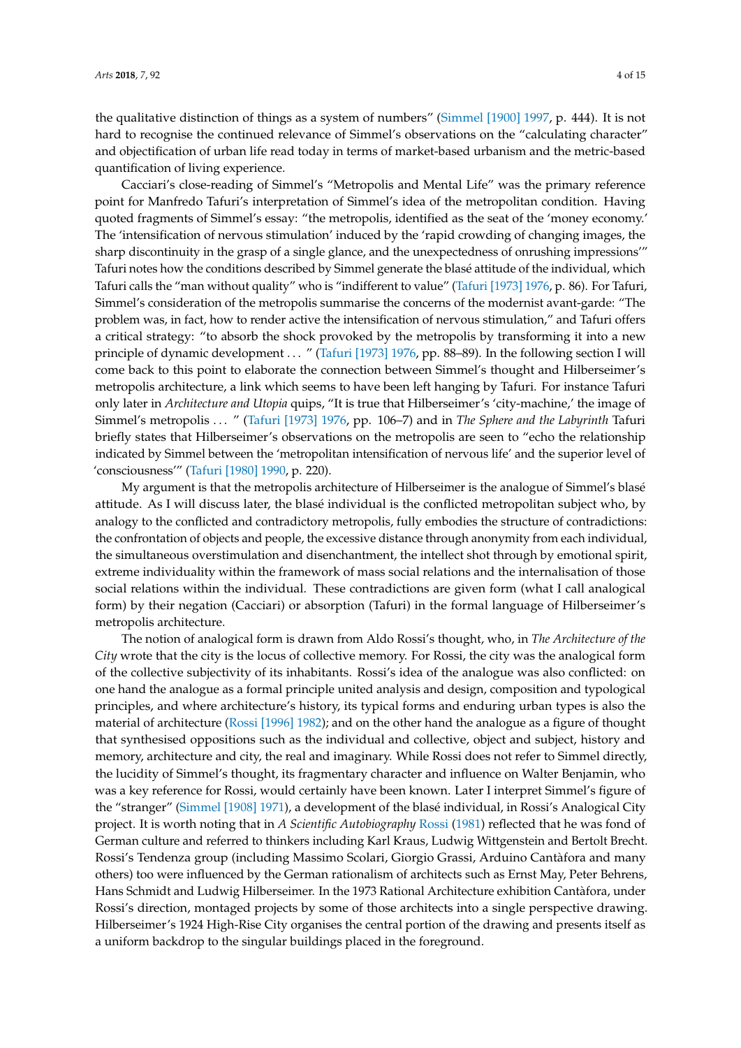the qualitative distinction of things as a system of numbers" (Simmel [1900] 1997, p. 444). It is not hard to recognise the continued relevance of Simmel's observations on the "calculating character" and objectification of urban life read today in terms of market-based urbanism and the metric-based quantification of living experience.

Cacciari's close-reading of Simmel's "Metropolis and Mental Life" was the primary reference point for Manfredo Tafuri's interpretation of Simmel's idea of the metropolitan condition. Having quoted fragments of Simmel's essay: "the metropolis, identified as the seat of the 'money economy.' The 'intensification of nervous stimulation' induced by the 'rapid crowding of changing images, the sharp discontinuity in the grasp of a single glance, and the unexpectedness of onrushing impressions'" Tafuri notes how the conditions described by Simmel generate the blasé attitude of the individual, which Tafuri calls the "man without quality" who is "indifferent to value" (Tafuri [1973] 1976, p. 86). For Tafuri, Simmel's consideration of the metropolis summarise the concerns of the modernist avant-garde: "The problem was, in fact, how to render active the intensification of nervous stimulation," and Tafuri offers a critical strategy: "to absorb the shock provoked by the metropolis by transforming it into a new principle of dynamic development ... " (Tafuri [1973] 1976, pp. 88–89). In the following section I will come back to this point to elaborate the connection between Simmel's thought and Hilberseimer's metropolis architecture, a link which seems to have been left hanging by Tafuri. For instance Tafuri only later in *Architecture and Utopia* quips, "It is true that Hilberseimer's 'city-machine,' the image of Simmel's metropolis ... " (Tafuri [1973] 1976, pp. 106–7) and in *The Sphere and the Labyrinth* Tafuri briefly states that Hilberseimer's observations on the metropolis are seen to "echo the relationship indicated by Simmel between the 'metropolitan intensification of nervous life' and the superior level of 'consciousness'" (Tafuri [1980] 1990, p. 220).

My argument is that the metropolis architecture of Hilberseimer is the analogue of Simmel's blasé attitude. As I will discuss later, the blasé individual is the conflicted metropolitan subject who, by analogy to the conflicted and contradictory metropolis, fully embodies the structure of contradictions: the confrontation of objects and people, the excessive distance through anonymity from each individual, the simultaneous overstimulation and disenchantment, the intellect shot through by emotional spirit, extreme individuality within the framework of mass social relations and the internalisation of those social relations within the individual. These contradictions are given form (what I call analogical form) by their negation (Cacciari) or absorption (Tafuri) in the formal language of Hilberseimer's metropolis architecture.

The notion of analogical form is drawn from Aldo Rossi's thought, who, in *The Architecture of the City* wrote that the city is the locus of collective memory. For Rossi, the city was the analogical form of the collective subjectivity of its inhabitants. Rossi's idea of the analogue was also conflicted: on one hand the analogue as a formal principle united analysis and design, composition and typological principles, and where architecture's history, its typical forms and enduring urban types is also the material of architecture (Rossi [1996] 1982); and on the other hand the analogue as a figure of thought that synthesised oppositions such as the individual and collective, object and subject, history and memory, architecture and city, the real and imaginary. While Rossi does not refer to Simmel directly, the lucidity of Simmel's thought, its fragmentary character and influence on Walter Benjamin, who was a key reference for Rossi, would certainly have been known. Later I interpret Simmel's figure of the "stranger" (Simmel [1908] 1971), a development of the blasé individual, in Rossi's Analogical City project. It is worth noting that in *A Scientific Autobiography* Rossi (1981) reflected that he was fond of German culture and referred to thinkers including Karl Kraus, Ludwig Wittgenstein and Bertolt Brecht. Rossi's Tendenza group (including Massimo Scolari, Giorgio Grassi, Arduino Cantàfora and many others) too were influenced by the German rationalism of architects such as Ernst May, Peter Behrens, Hans Schmidt and Ludwig Hilberseimer. In the 1973 Rational Architecture exhibition Cantàfora, under Rossi's direction, montaged projects by some of those architects into a single perspective drawing. Hilberseimer's 1924 High-Rise City organises the central portion of the drawing and presents itself as a uniform backdrop to the singular buildings placed in the foreground.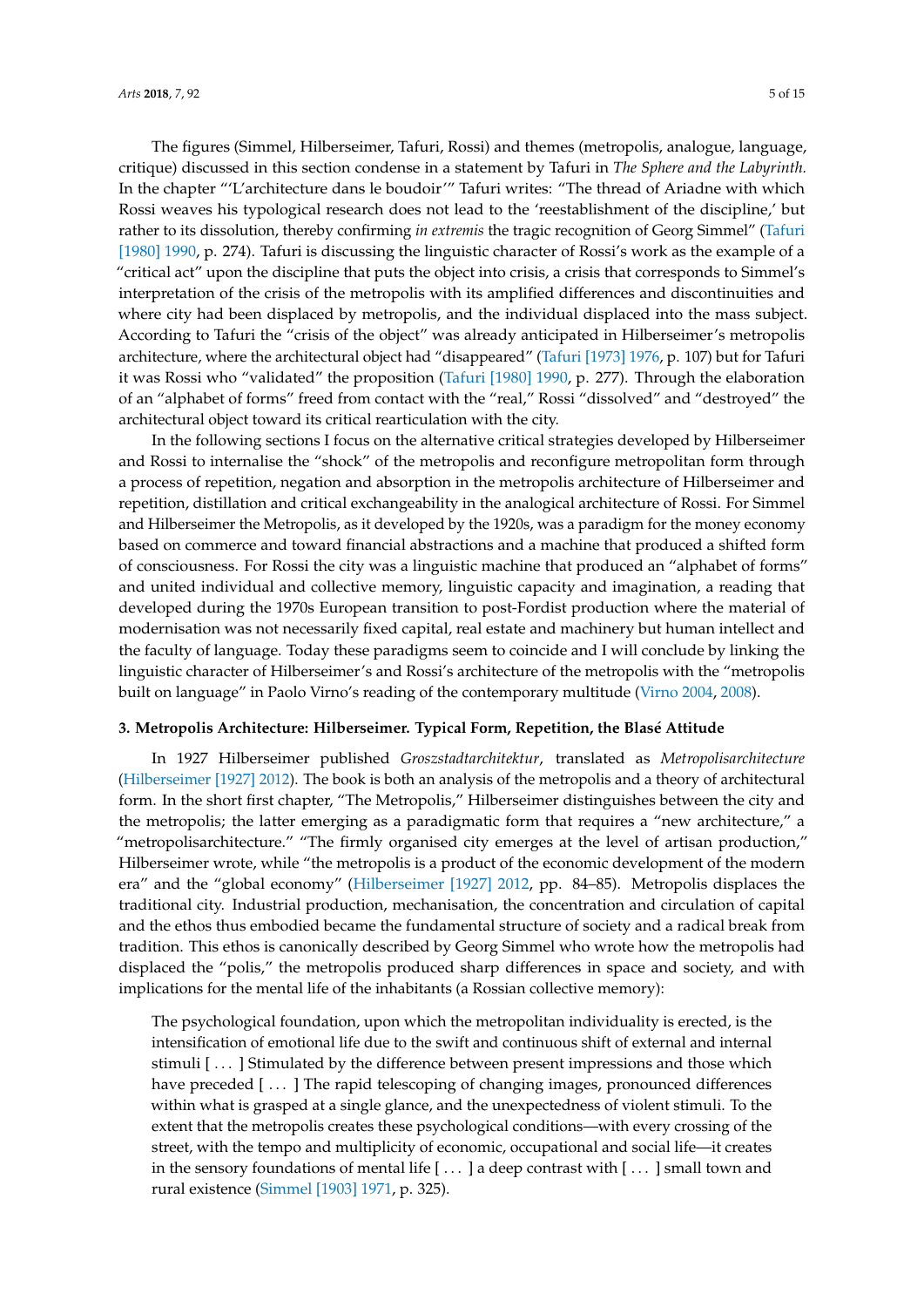The figures (Simmel, Hilberseimer, Tafuri, Rossi) and themes (metropolis, analogue, language, critique) discussed in this section condense in a statement by Tafuri in *The Sphere and the Labyrinth.* In the chapter "'L'architecture dans le boudoir'" Tafuri writes: "The thread of Ariadne with which Rossi weaves his typological research does not lead to the 'reestablishment of the discipline,' but rather to its dissolution, thereby confirming *in extremis* the tragic recognition of Georg Simmel" (Tafuri [1980] 1990, p. 274). Tafuri is discussing the linguistic character of Rossi's work as the example of a "critical act" upon the discipline that puts the object into crisis, a crisis that corresponds to Simmel's interpretation of the crisis of the metropolis with its amplified differences and discontinuities and where city had been displaced by metropolis, and the individual displaced into the mass subject. According to Tafuri the "crisis of the object" was already anticipated in Hilberseimer's metropolis architecture, where the architectural object had "disappeared" (Tafuri [1973] 1976, p. 107) but for Tafuri it was Rossi who "validated" the proposition (Tafuri [1980] 1990, p. 277). Through the elaboration of an "alphabet of forms" freed from contact with the "real," Rossi "dissolved" and "destroyed" the architectural object toward its critical rearticulation with the city.

In the following sections I focus on the alternative critical strategies developed by Hilberseimer and Rossi to internalise the "shock" of the metropolis and reconfigure metropolitan form through a process of repetition, negation and absorption in the metropolis architecture of Hilberseimer and repetition, distillation and critical exchangeability in the analogical architecture of Rossi. For Simmel and Hilberseimer the Metropolis, as it developed by the 1920s, was a paradigm for the money economy based on commerce and toward financial abstractions and a machine that produced a shifted form of consciousness. For Rossi the city was a linguistic machine that produced an "alphabet of forms" and united individual and collective memory, linguistic capacity and imagination, a reading that developed during the 1970s European transition to post-Fordist production where the material of modernisation was not necessarily fixed capital, real estate and machinery but human intellect and the faculty of language. Today these paradigms seem to coincide and I will conclude by linking the linguistic character of Hilberseimer's and Rossi's architecture of the metropolis with the "metropolis built on language" in Paolo Virno's reading of the contemporary multitude (Virno 2004, 2008).

### 3. Metropolis Architecture: Hilberseimer. Typical Form, Repetition, the Blasé Attitude

In 1927 Hilberseimer published *Groszstadtarchitektur*, translated as *Metropolisarchitecture* (Hilberseimer [1927] 2012). The book is both an analysis of the metropolis and a theory of architectural form. In the short first chapter, "The Metropolis," Hilberseimer distinguishes between the city and the metropolis; the latter emerging as a paradigmatic form that requires a "new architecture," a "metropolisarchitecture." "The firmly organised city emerges at the level of artisan production," Hilberseimer wrote, while "the metropolis is a product of the economic development of the modern era" and the "global economy" (Hilberseimer [1927] 2012, pp. 84–85). Metropolis displaces the traditional city. Industrial production, mechanisation, the concentration and circulation of capital and the ethos thus embodied became the fundamental structure of society and a radical break from tradition. This ethos is canonically described by Georg Simmel who wrote how the metropolis had displaced the "polis," the metropolis produced sharp differences in space and society, and with implications for the mental life of the inhabitants (a Rossian collective memory):

> The psychological foundation, upon which the metropolitan individuality is erected, is the intensification of emotional life due to the swift and continuous shift of external and internal stimuli [ ... ] Stimulated by the difference between present impressions and those which have preceded [ ... ] The rapid telescoping of changing images, pronounced differences within what is grasped at a single glance, and the unexpectedness of violent stimuli. To the extent that the metropolis creates these psychological conditions—with every crossing of the street, with the tempo and multiplicity of economic, occupational and social life—it creates in the sensory foundations of mental life [ ... ] a deep contrast with [ ... ] small town and rural existence (Simmel [1903] 1971, p. 325).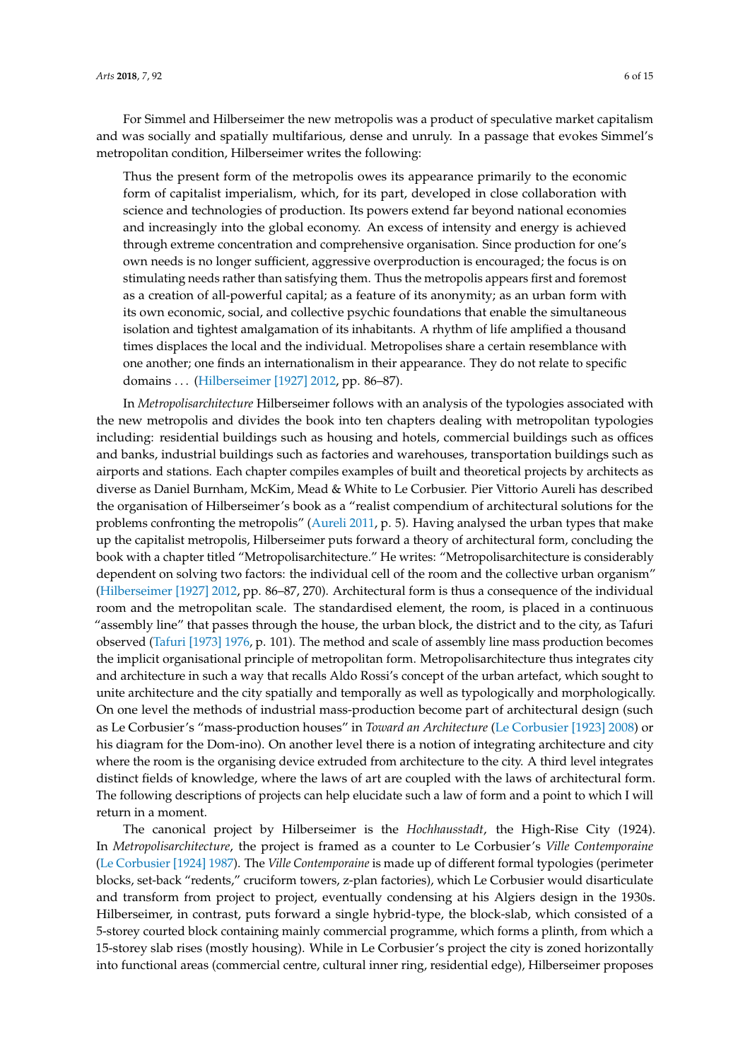For Simmel and Hilberseimer the new metropolis was a product of speculative market capitalism and was socially and spatially multifarious, dense and unruly. In a passage that evokes Simmel's metropolitan condition, Hilberseimer writes the following:

> Thus the present form of the metropolis owes its appearance primarily to the economic form of capitalist imperialism, which, for its part, developed in close collaboration with science and technologies of production. Its powers extend far beyond national economies and increasingly into the global economy. An excess of intensity and energy is achieved through extreme concentration and comprehensive organisation. Since production for one's own needs is no longer sufficient, aggressive overproduction is encouraged; the focus is on stimulating needs rather than satisfying them. Thus the metropolis appears first and foremost as a creation of all-powerful capital; as a feature of its anonymity; as an urban form with its own economic, social, and collective psychic foundations that enable the simultaneous isolation and tightest amalgamation of its inhabitants. A rhythm of life amplified a thousand times displaces the local and the individual. Metropolises share a certain resemblance with one another; one finds an internationalism in their appearance. They do not relate to specific domains . . . (Hilberseimer [1927] 2012, pp. 86–87).

In *Metropolisarchitecture* Hilberseimer follows with an analysis of the typologies associated with the new metropolis and divides the book into ten chapters dealing with metropolitan typologies including: residential buildings such as housing and hotels, commercial buildings such as offices and banks, industrial buildings such as factories and warehouses, transportation buildings such as airports and stations. Each chapter compiles examples of built and theoretical projects by architects as diverse as Daniel Burnham, McKim, Mead & White to Le Corbusier. Pier Vittorio Aureli has described the organisation of Hilberseimer's book as a "realist compendium of architectural solutions for the problems confronting the metropolis" (Aureli 2011, p. 5). Having analysed the urban types that make up the capitalist metropolis, Hilberseimer puts forward a theory of architectural form, concluding the book with a chapter titled "Metropolisarchitecture." He writes: "Metropolisarchitecture is considerably dependent on solving two factors: the individual cell of the room and the collective urban organism" (Hilberseimer [1927] 2012, pp. 86–87, 270). Architectural form is thus a consequence of the individual room and the metropolitan scale. The standardised element, the room, is placed in a continuous "assembly line" that passes through the house, the urban block, the district and to the city, as Tafuri observed (Tafuri [1973] 1976, p. 101). The method and scale of assembly line mass production becomes the implicit organisational principle of metropolitan form. Metropolisarchitecture thus integrates city and architecture in such a way that recalls Aldo Rossi's concept of the urban artefact, which sought to unite architecture and the city spatially and temporally as well as typologically and morphologically. On one level the methods of industrial mass-production become part of architectural design (such as Le Corbusier's "mass-production houses" in *Toward an Architecture* (Le Corbusier [1923] 2008) or his diagram for the Dom-ino). On another level there is a notion of integrating architecture and city where the room is the organising device extruded from architecture to the city. A third level integrates distinct fields of knowledge, where the laws of art are coupled with the laws of architectural form. The following descriptions of projects can help elucidate such a law of form and a point to which I will return in a moment.

The canonical project by Hilberseimer is the *Hochhausstadt*, the High-Rise City (1924). In *Metropolisarchitecture*, the project is framed as a counter to Le Corbusier's *Ville Contemporaine* (Le Corbusier [1924] 1987). The *Ville Contemporaine* is made up of different formal typologies (perimeter blocks, set-back "redents," cruciform towers, z-plan factories), which Le Corbusier would disarticulate and transform from project to project, eventually condensing at his Algiers design in the 1930s. Hilberseimer, in contrast, puts forward a single hybrid-type, the block-slab, which consisted of a 5-storey courted block containing mainly commercial programme, which forms a plinth, from which a 15-storey slab rises (mostly housing). While in Le Corbusier's project the city is zoned horizontally into functional areas (commercial centre, cultural inner ring, residential edge), Hilberseimer proposes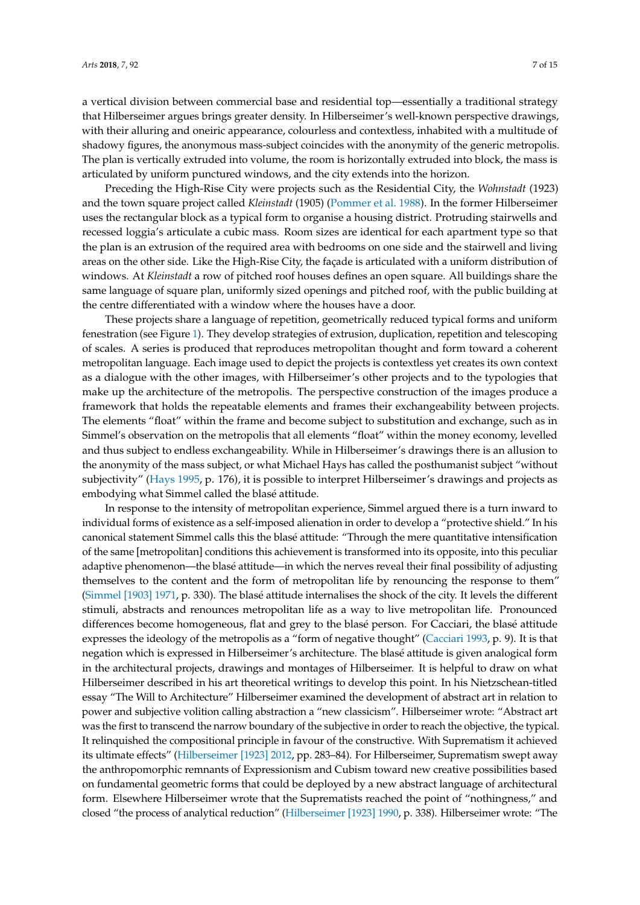a vertical division between commercial base and residential top—essentially a traditional strategy that Hilberseimer argues brings greater density. In Hilberseimer's well-known perspective drawings, with their alluring and oneiric appearance, colourless and contextless, inhabited with a multitude of shadowy figures, the anonymous mass-subject coincides with the anonymity of the generic metropolis. The plan is vertically extruded into volume, the room is horizontally extruded into block, the mass is articulated by uniform punctured windows, and the city extends into the horizon.

Preceding the High-Rise City were projects such as the Residential City, the *Wohnstadt* (1923) and the town square project called *Kleinstadt* (1905) (Pommer et al. 1988). In the former Hilberseimer uses the rectangular block as a typical form to organise a housing district. Protruding stairwells and recessed loggia's articulate a cubic mass. Room sizes are identical for each apartment type so that the plan is an extrusion of the required area with bedrooms on one side and the stairwell and living areas on the other side. Like the High-Rise City, the façade is articulated with a uniform distribution of windows. At *Kleinstadt* a row of pitched roof houses defines an open square. All buildings share the same language of square plan, uniformly sized openings and pitched roof, with the public building at the centre differentiated with a window where the houses have a door.

These projects share a language of repetition, geometrically reduced typical forms and uniform fenestration (see Figure 1). They develop strategies of extrusion, duplication, repetition and telescoping of scales. A series is produced that reproduces metropolitan thought and form toward a coherent metropolitan language. Each image used to depict the projects is contextless yet creates its own context as a dialogue with the other images, with Hilberseimer's other projects and to the typologies that make up the architecture of the metropolis. The perspective construction of the images produce a framework that holds the repeatable elements and frames their exchangeability between projects. The elements "float" within the frame and become subject to substitution and exchange, such as in Simmel's observation on the metropolis that all elements "float" within the money economy, levelled and thus subject to endless exchangeability. While in Hilberseimer's drawings there is an allusion to the anonymity of the mass subject, or what Michael Hays has called the posthumanist subject "without subjectivity" (Hays 1995, p. 176), it is possible to interpret Hilberseimer's drawings and projects as embodying what Simmel called the blasé attitude.

In response to the intensity of metropolitan experience, Simmel argued there is a turn inward to individual forms of existence as a self-imposed alienation in order to develop a "protective shield." In his canonical statement Simmel calls this the blasé attitude: "Through the mere quantitative intensification of the same [metropolitan] conditions this achievement is transformed into its opposite, into this peculiar adaptive phenomenon—the blasé attitude—in which the nerves reveal their final possibility of adjusting themselves to the content and the form of metropolitan life by renouncing the response to them" (Simmel [1903] 1971, p. 330). The blasé attitude internalises the shock of the city. It levels the different stimuli, abstracts and renounces metropolitan life as a way to live metropolitan life. Pronounced differences become homogeneous, flat and grey to the blasé person. For Cacciari, the blasé attitude expresses the ideology of the metropolis as a "form of negative thought" (Cacciari 1993, p. 9). It is that negation which is expressed in Hilberseimer's architecture. The blasé attitude is given analogical form in the architectural projects, drawings and montages of Hilberseimer. It is helpful to draw on what Hilberseimer described in his art theoretical writings to develop this point. In his Nietzschean-titled essay "The Will to Architecture" Hilberseimer examined the development of abstract art in relation to power and subjective volition calling abstraction a "new classicism". Hilberseimer wrote: "Abstract art was the first to transcend the narrow boundary of the subjective in order to reach the objective, the typical. It relinquished the compositional principle in favour of the constructive. With Suprematism it achieved its ultimate effects" (Hilberseimer [1923] 2012, pp. 283–84). For Hilberseimer, Suprematism swept away the anthropomorphic remnants of Expressionism and Cubism toward new creative possibilities based on fundamental geometric forms that could be deployed by a new abstract language of architectural form. Elsewhere Hilberseimer wrote that the Suprematists reached the point of "nothingness," and closed "the process of analytical reduction" (Hilberseimer [1923] 1990, p. 338). Hilberseimer wrote: "The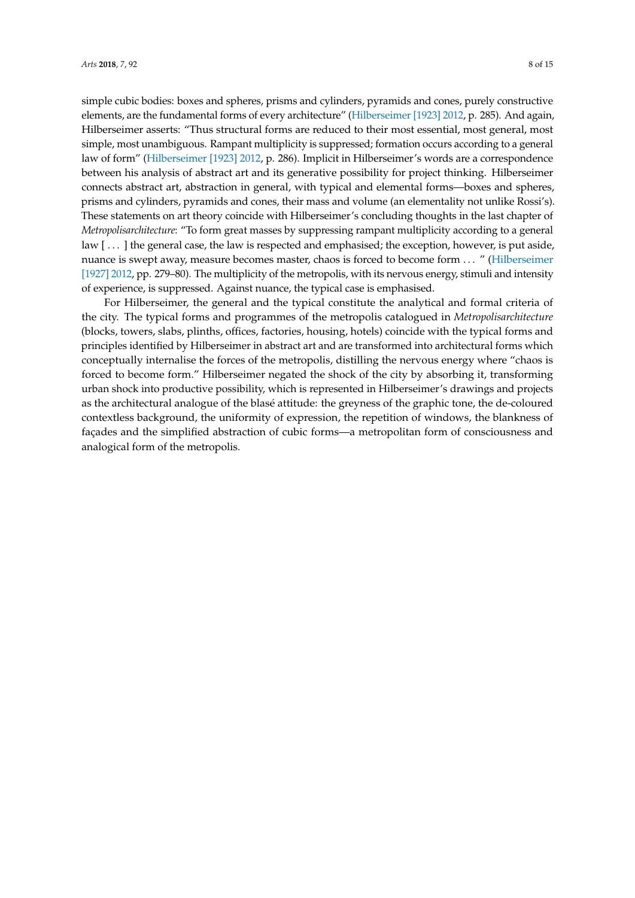simple cubic bodies: boxes and spheres, prisms and cylinders, pyramids and cones, purely constructive elements, are the fundamental forms of every architecture” (Hilberseimer [1923] 2012, p. 285). And again, Hilberseimer asserts: “Thus structural forms are reduced to their most essential, most general, most simple, most unambiguous. Rampant multiplicity is suppressed; formation occurs according to a general law of form” (Hilberseimer [1923] 2012, p. 286). Implicit in Hilberseimer’s words are a correspondence between his analysis of abstract art and its generative possibility for project thinking. Hilberseimer connects abstract art, abstraction in general, with typical and elemental forms—boxes and spheres, prisms and cylinders, pyramids and cones, their mass and volume (an elementality not unlike Rossi’s). These statements on art theory coincide with Hilberseimer’s concluding thoughts in the last chapter of *Metropolisarchitecture*: “To form great masses by suppressing rampant multiplicity according to a general law [ ... ] the general case, the law is respected and emphasised; the exception, however, is put aside, nuance is swept away, measure becomes master, chaos is forced to become form ... ” (Hilberseimer [1927] 2012, pp. 279–80). The multiplicity of the metropolis, with its nervous energy, stimuli and intensity of experience, is suppressed. Against nuance, the typical case is emphasised.

For Hilberseimer, the general and the typical constitute the analytical and formal criteria of the city. The typical forms and programmes of the metropolis catalogued in *Metropolisarchitecture* (blocks, towers, slabs, plinths, offices, factories, housing, hotels) coincide with the typical forms and principles identified by Hilberseimer in abstract art and are transformed into architectural forms which conceptually internalise the forces of the metropolis, distilling the nervous energy where “chaos is forced to become form.” Hilberseimer negated the shock of the city by absorbing it, transforming urban shock into productive possibility, which is represented in Hilberseimer’s drawings and projects as the architectural analogue of the blasé attitude: the greyness of the graphic tone, the de-coloured contextless background, the uniformity of expression, the repetition of windows, the blankness of façades and the simplified abstraction of cubic forms—a metropolitan form of consciousness and analogical form of the metropolis.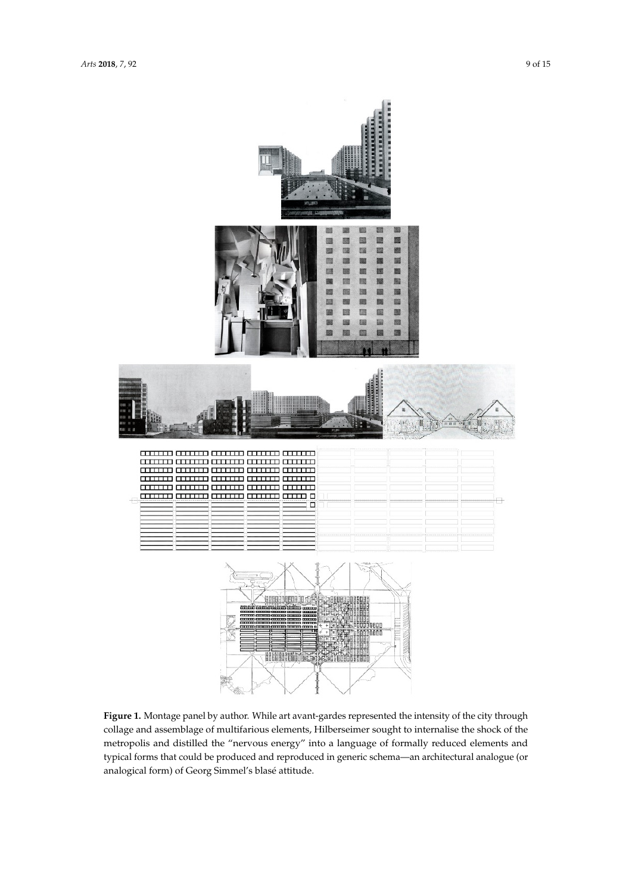**Figure 1.** Montage panel by author. While art avant-gardes represented the intensity of the city through collage and assemblage of multifarious elements, Hilberseimer sought to internalise the shock of the metropolis and distilled the "nervous energy" into a language of formally reduced elements and typical forms that could be produced and reproduced in generic schema—an architectural analogue (or analogical form) of Georg Simmel's blasé attitude.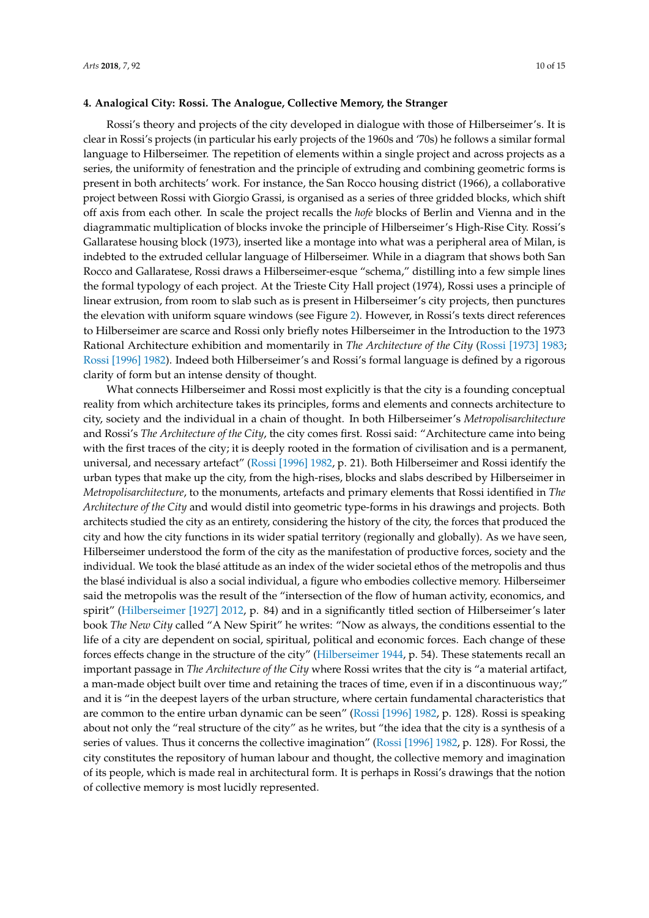#### 4. Analogical City: Rossi. The Analogue, Collective Memory, the Stranger

Rossi's theory and projects of the city developed in dialogue with those of Hilberseimer's. It is clear in Rossi's projects (in particular his early projects of the 1960s and '70s) he follows a similar formal language to Hilberseimer. The repetition of elements within a single project and across projects as a series, the uniformity of fenestration and the principle of extruding and combining geometric forms is present in both architects' work. For instance, the San Rocco housing district (1966), a collaborative project between Rossi with Giorgio Grassi, is organised as a series of three gridded blocks, which shift off axis from each other. In scale the project recalls the *hofe* blocks of Berlin and Vienna and in the diagrammatic multiplication of blocks invoke the principle of Hilberseimer's High-Rise City. Rossi's Gallaratese housing block (1973), inserted like a montage into what was a peripheral area of Milan, is indebted to the extruded cellular language of Hilberseimer. While in a diagram that shows both San Rocco and Gallaratese, Rossi draws a Hilberseimer-esque "schema," distilling into a few simple lines the formal typology of each project. At the Trieste City Hall project (1974), Rossi uses a principle of linear extrusion, from room to slab such as is present in Hilberseimer's city projects, then punctures the elevation with uniform square windows (see Figure 2). However, in Rossi's texts direct references to Hilberseimer are scarce and Rossi only briefly notes Hilberseimer in the Introduction to the 1973 Rational Architecture exhibition and momentarily in *The Architecture of the City* (Rossi [1973] 1983; Rossi [1996] 1982). Indeed both Hilberseimer's and Rossi's formal language is defined by a rigorous clarity of form but an intense density of thought.

What connects Hilberseimer and Rossi most explicitly is that the city is a founding conceptual reality from which architecture takes its principles, forms and elements and connects architecture to city, society and the individual in a chain of thought. In both Hilberseimer's *Metropolisarchitecture* and Rossi's *The Architecture of the City*, the city comes first. Rossi said: "Architecture came into being with the first traces of the city; it is deeply rooted in the formation of civilisation and is a permanent, universal, and necessary artefact" (Rossi [1996] 1982, p. 21). Both Hilberseimer and Rossi identify the urban types that make up the city, from the high-rises, blocks and slabs described by Hilberseimer in *Metropolisarchitecture*, to the monuments, artefacts and primary elements that Rossi identified in *The Architecture of the City* and would distil into geometric type-forms in his drawings and projects. Both architects studied the city as an entirety, considering the history of the city, the forces that produced the city and how the city functions in its wider spatial territory (regionally and globally). As we have seen, Hilberseimer understood the form of the city as the manifestation of productive forces, society and the individual. We took the blasé attitude as an index of the wider societal ethos of the metropolis and thus the blasé individual is also a social individual, a figure who embodies collective memory. Hilberseimer said the metropolis was the result of the "intersection of the flow of human activity, economics, and spirit" (Hilberseimer [1927] 2012, p. 84) and in a significantly titled section of Hilberseimer's later book *The New City* called "A New Spirit" he writes: "Now as always, the conditions essential to the life of a city are dependent on social, spiritual, political and economic forces. Each change of these forces effects change in the structure of the city" (Hilberseimer 1944, p. 54). These statements recall an important passage in *The Architecture of the City* where Rossi writes that the city is "a material artifact, a man-made object built over time and retaining the traces of time, even if in a discontinuous way;" and it is "in the deepest layers of the urban structure, where certain fundamental characteristics that are common to the entire urban dynamic can be seen" (Rossi [1996] 1982, p. 128). Rossi is speaking about not only the "real structure of the city" as he writes, but "the idea that the city is a synthesis of a series of values. Thus it concerns the collective imagination" (Rossi [1996] 1982, p. 128). For Rossi, the city constitutes the repository of human labour and thought, the collective memory and imagination of its people, which is made real in architectural form. It is perhaps in Rossi's drawings that the notion of collective memory is most lucidly represented.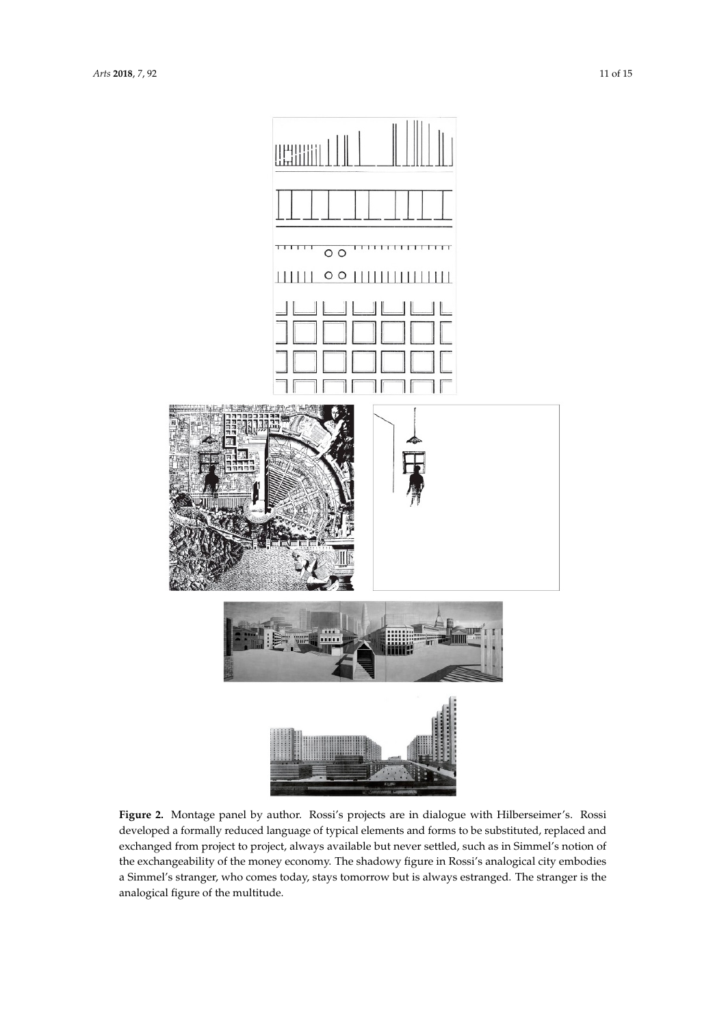**Figure 2.** Montage panel by author. Rossi's projects are in dialogue with Hilberseimer's. Rossi developed a formally reduced language of typical elements and forms to be substituted, replaced and exchanged from project to project, always available but never settled, such as in Simmel's notion of the exchangeability of the money economy. The shadowy figure in Rossi's analogical city embodies a Simmel's stranger, who comes today, stays tomorrow but is always estranged. The stranger is the analogical figure of the multitude.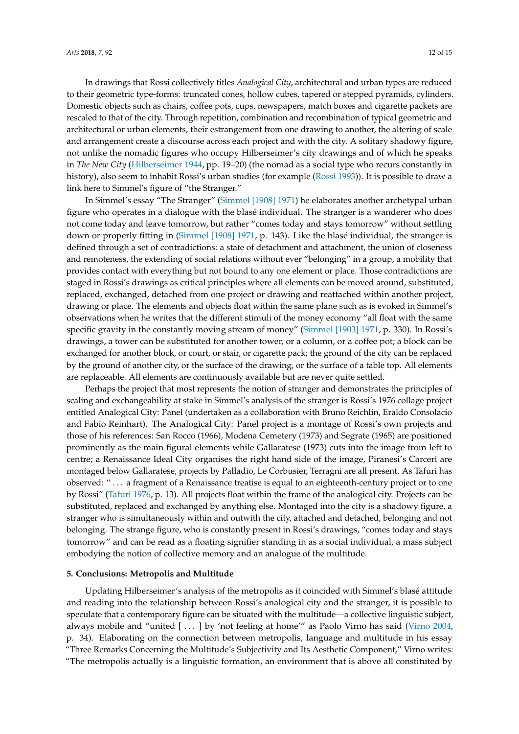In drawings that Rossi collectively titles *Analogical City*, architectural and urban types are reduced to their geometric type-forms: truncated cones, hollow cubes, tapered or stepped pyramids, cylinders. Domestic objects such as chairs, coffee pots, cups, newspapers, match boxes and cigarette packets are rescaled to that of the city. Through repetition, combination and recombination of typical geometric and architectural or urban elements, their estrangement from one drawing to another, the altering of scale and arrangement create a discourse across each project and with the city. A solitary shadowy figure, not unlike the nomadic figures who occupy Hilberseimer's city drawings and of which he speaks in *The New City* (Hilberseimer 1944, pp. 19–20) (the nomad as a social type who recurs constantly in history), also seem to inhabit Rossi's urban studies (for example (Rossi 1993)). It is possible to draw a link here to Simmel's figure of "the Stranger."

In Simmel's essay "The Stranger" (Simmel [1908] 1971) he elaborates another archetypal urban figure who operates in a dialogue with the blasé individual. The stranger is a wanderer who does not come today and leave tomorrow, but rather "comes today and stays tomorrow" without settling down or properly fitting in (Simmel [1908] 1971, p. 143). Like the blasé individual, the stranger is defined through a set of contradictions: a state of detachment and attachment, the union of closeness and remoteness, the extending of social relations without ever "belonging" in a group, a mobility that provides contact with everything but not bound to any one element or place. Those contradictions are staged in Rossi's drawings as critical principles where all elements can be moved around, substituted, replaced, exchanged, detached from one project or drawing and reattached within another project, drawing or place. The elements and objects float within the same plane such as is evoked in Simmel's observations when he writes that the different stimuli of the money economy "all float with the same specific gravity in the constantly moving stream of money" (Simmel [1903] 1971, p. 330). In Rossi's drawings, a tower can be substituted for another tower, or a column, or a coffee pot; a block can be exchanged for another block, or court, or stair, or cigarette pack; the ground of the city can be replaced by the ground of another city, or the surface of the drawing, or the surface of a table top. All elements are replaceable. All elements are continuously available but are never quite settled.

Perhaps the project that most represents the notion of stranger and demonstrates the principles of scaling and exchangeability at stake in Simmel's analysis of the stranger is Rossi's 1976 collage project entitled Analogical City: Panel (undertaken as a collaboration with Bruno Reichlin, Eraldo Consolacio and Fabio Reinhart). The Analogical City: Panel project is a montage of Rossi's own projects and those of his references: San Rocco (1966), Modena Cemetery (1973) and Segrate (1965) are positioned prominently as the main figural elements while Gallaratese (1973) cuts into the image from left to centre; a Renaissance Ideal City organises the right hand side of the image, Piranesi's Carceri are montaged below Gallaratese, projects by Palladio, Le Corbusier, Terragni are all present. As Tafuri has observed: " . . . a fragment of a Renaissance treatise is equal to an eighteenth-century project or to one by Rossi" (Tafuri 1976, p. 13). All projects float within the frame of the analogical city. Projects can be substituted, replaced and exchanged by anything else. Montaged into the city is a shadowy figure, a stranger who is simultaneously within and outwith the city, attached and detached, belonging and not belonging. The strange figure, who is constantly present in Rossi's drawings, "comes today and stays tomorrow" and can be read as a floating signifier standing in as a social individual, a mass subject embodying the notion of collective memory and an analogue of the multitude.

## 5. Conclusions: Metropolis and Multitude

Updating Hilberseimer's analysis of the metropolis as it coincided with Simmel's blasé attitude and reading into the relationship between Rossi's analogical city and the stranger, it is possible to speculate that a contemporary figure can be situated with the multitude—a collective linguistic subject, always mobile and "united [ . . . ] by 'not feeling at home'" as Paolo Virno has said (Virno 2004, p. 34). Elaborating on the connection between metropolis, language and multitude in his essay "Three Remarks Concerning the Multitude's Subjectivity and Its Aesthetic Component," Virno writes: "The metropolis actually is a linguistic formation, an environment that is above all constituted by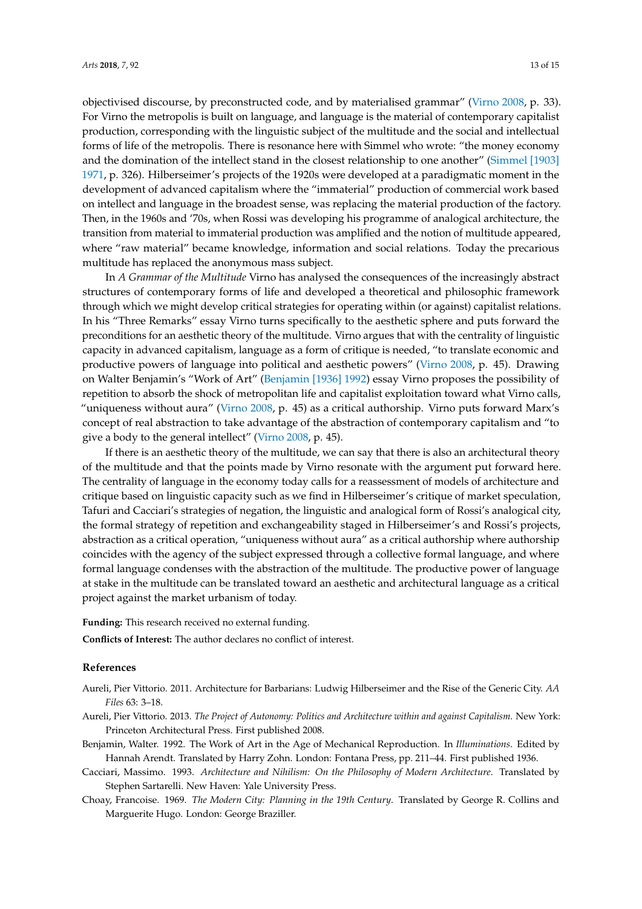objectivised discourse, by preconstructed code, and by materialised grammar" (Virno 2008, p. 33). For Virno the metropolis is built on language, and language is the material of contemporary capitalist production, corresponding with the linguistic subject of the multitude and the social and intellectual forms of life of the metropolis. There is resonance here with Simmel who wrote: "the money economy and the domination of the intellect stand in the closest relationship to one another" (Simmel [1903] 1971, p. 326). Hilberseimer's projects of the 1920s were developed at a paradigmatic moment in the development of advanced capitalism where the "immaterial" production of commercial work based on intellect and language in the broadest sense, was replacing the material production of the factory. Then, in the 1960s and '70s, when Rossi was developing his programme of analogical architecture, the transition from material to immaterial production was amplified and the notion of multitude appeared, where "raw material" became knowledge, information and social relations. Today the precarious multitude has replaced the anonymous mass subject.

In *A Grammar of the Multitude* Virno has analysed the consequences of the increasingly abstract structures of contemporary forms of life and developed a theoretical and philosophic framework through which we might develop critical strategies for operating within (or against) capitalist relations. In his "Three Remarks" essay Virno turns specifically to the aesthetic sphere and puts forward the preconditions for an aesthetic theory of the multitude. Virno argues that with the centrality of linguistic capacity in advanced capitalism, language as a form of critique is needed, "to translate economic and productive powers of language into political and aesthetic powers" (Virno 2008, p. 45). Drawing on Walter Benjamin's "Work of Art" (Benjamin [1936] 1992) essay Virno proposes the possibility of repetition to absorb the shock of metropolitan life and capitalist exploitation toward what Virno calls, "uniqueness without aura" (Virno 2008, p. 45) as a critical authorship. Virno puts forward Marx's concept of real abstraction to take advantage of the abstraction of contemporary capitalism and "to give a body to the general intellect" (Virno 2008, p. 45).

If there is an aesthetic theory of the multitude, we can say that there is also an architectural theory of the multitude and that the points made by Virno resonate with the argument put forward here. The centrality of language in the economy today calls for a reassessment of models of architecture and critique based on linguistic capacity such as we find in Hilberseimer's critique of market speculation, Tafuri and Cacciari's strategies of negation, the linguistic and analogical form of Rossi's analogical city, the formal strategy of repetition and exchangeability staged in Hilberseimer's and Rossi's projects, abstraction as a critical operation, "uniqueness without aura" as a critical authorship where authorship coincides with the agency of the subject expressed through a collective formal language, and where formal language condenses with the abstraction of the multitude. The productive power of language at stake in the multitude can be translated toward an aesthetic and architectural language as a critical project against the market urbanism of today.

**Funding:** This research received no external funding.

**Conflicts of Interest:** The author declares no conflict of interest.

## References

Aureli, Pier Vittorio. 2011. Architecture for Barbarians: Ludwig Hilberseimer and the Rise of the Generic City. *AA Files* 63: 3–18.

Aureli, Pier Vittorio. 2013. *The Project of Autonomy: Politics and Architecture within and against Capitalism*. New York: Princeton Architectural Press. First published 2008.

Benjamin, Walter. 1992. The Work of Art in the Age of Mechanical Reproduction. In *Illuminations*. Edited by Hannah Arendt. Translated by Harry Zohn. London: Fontana Press, pp. 211–44. First published 1936.

Cacciari, Massimo. 1993. *Architecture and Nihilism: On the Philosophy of Modern Architecture*. Translated by Stephen Sartarelli. New Haven: Yale University Press.

Choay, Francoise. 1969. *The Modern City: Planning in the 19th Century*. Translated by George R. Collins and Marguerite Hugo. London: George Braziller.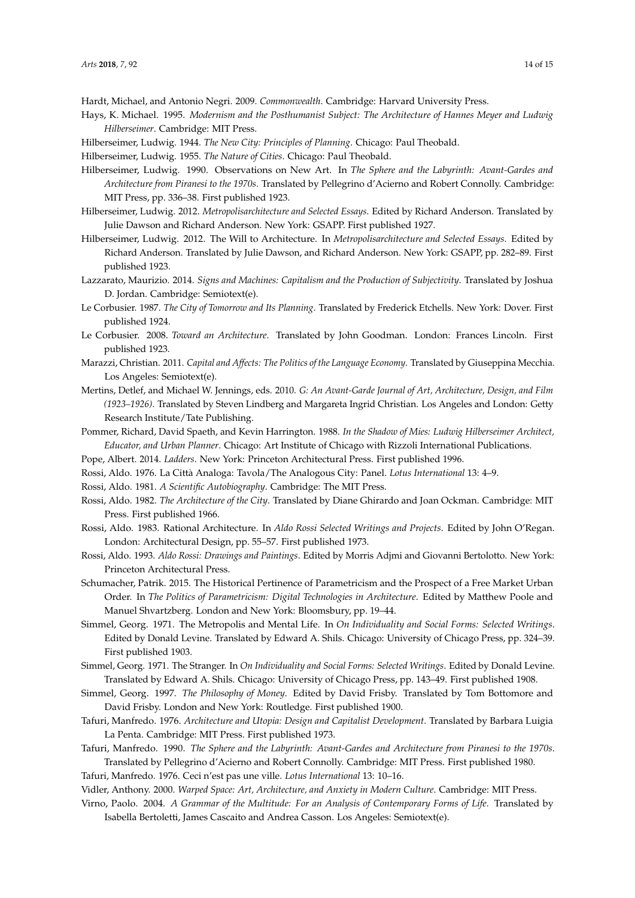Hardt, Michael, and Antonio Negri. 2009. *Commonwealth*. Cambridge: Harvard University Press.

Hays, K. Michael. 1995. *Modernism and the Posthumanist Subject: The Architecture of Hannes Meyer and Ludwig Hilberseimer*. Cambridge: MIT Press.

Hilberseimer, Ludwig. 1944. *The New City: Principles of Planning*. Chicago: Paul Theobald.

Hilberseimer, Ludwig. 1955. *The Nature of Cities*. Chicago: Paul Theobald.

Hilberseimer, Ludwig. 1990. Observations on New Art. In *The Sphere and the Labyrinth: Avant-Gardes and Architecture from Piranesi to the 1970s*. Translated by Pellegrino d'Acierno and Robert Connolly. Cambridge: MIT Press, pp. 336–38. First published 1923.

Hilberseimer, Ludwig. 2012. *Metropolisarchitecture and Selected Essays*. Edited by Richard Anderson. Translated by Julie Dawson and Richard Anderson. New York: GSAPP. First published 1927.

Hilberseimer, Ludwig. 2012. The Will to Architecture. In *Metropolisarchitecture and Selected Essays*. Edited by Richard Anderson. Translated by Julie Dawson, and Richard Anderson. New York: GSAPP, pp. 282–89. First published 1923.

Lazzarato, Maurizio. 2014. *Signs and Machines: Capitalism and the Production of Subjectivity*. Translated by Joshua D. Jordan. Cambridge: Semiotext(e).

Le Corbusier. 1987. *The City of Tomorrow and Its Planning*. Translated by Frederick Etchells. New York: Dover. First published 1924.

Le Corbusier. 2008. *Toward an Architecture*. Translated by John Goodman. London: Frances Lincoln. First published 1923.

Marazzi, Christian. 2011. *Capital and Affects: The Politics of the Language Economy*. Translated by Giuseppina Mecchia. Los Angeles: Semiotext(e).

Mertins, Detlef, and Michael W. Jennings, eds. 2010. *G: An Avant-Garde Journal of Art, Architecture, Design, and Film (1923–1926)*. Translated by Steven Lindberg and Margareta Ingrid Christian. Los Angeles and London: Getty Research Institute/Tate Publishing.

Pommer, Richard, David Spaeth, and Kevin Harrington. 1988. *In the Shadow of Mies: Ludwig Hilberseimer Architect, Educator, and Urban Planner*. Chicago: Art Institute of Chicago with Rizzoli International Publications.

Pope, Albert. 2014. *Ladders*. New York: Princeton Architectural Press. First published 1996.

Rossi, Aldo. 1976. La Città Analoga: Tavola/The Analogous City: Panel. *Lotus International* 13: 4–9.

Rossi, Aldo. 1981. *A Scientific Autobiography*. Cambridge: The MIT Press.

Rossi, Aldo. 1982. *The Architecture of the City*. Translated by Diane Ghirardo and Joan Ockman. Cambridge: MIT Press. First published 1966.

Rossi, Aldo. 1983. Rational Architecture. In *Aldo Rossi Selected Writings and Projects*. Edited by John O'Regan. London: Architectural Design, pp. 55–57. First published 1973.

Rossi, Aldo. 1993. *Aldo Rossi: Drawings and Paintings*. Edited by Morris Adjmi and Giovanni Bertolotto. New York: Princeton Architectural Press.

Schumacher, Patrik. 2015. The Historical Pertinence of Parametricism and the Prospect of a Free Market Urban Order. In *The Politics of Parametricism: Digital Technologies in Architecture*. Edited by Matthew Poole and Manuel Shvartzberg. London and New York: Bloomsbury, pp. 19–44.

Simmel, Georg. 1971. The Metropolis and Mental Life. In *On Individuality and Social Forms: Selected Writings*. Edited by Donald Levine. Translated by Edward A. Shils. Chicago: University of Chicago Press, pp. 324–39. First published 1903.

Simmel, Georg. 1971. The Stranger. In *On Individuality and Social Forms: Selected Writings*. Edited by Donald Levine. Translated by Edward A. Shils. Chicago: University of Chicago Press, pp. 143–49. First published 1908.

Simmel, Georg. 1997. *The Philosophy of Money*. Edited by David Frisby. Translated by Tom Bottomore and David Frisby. London and New York: Routledge. First published 1900.

Tafuri, Manfredo. 1976. *Architecture and Utopia: Design and Capitalist Development*. Translated by Barbara Luigia La Penta. Cambridge: MIT Press. First published 1973.

Tafuri, Manfredo. 1990. *The Sphere and the Labyrinth: Avant-Gardes and Architecture from Piranesi to the 1970s*. Translated by Pellegrino d'Acierno and Robert Connolly. Cambridge: MIT Press. First published 1980.

Tafuri, Manfredo. 1976. Ceci n'est pas une ville. *Lotus International* 13: 10–16.

Vidler, Anthony. 2000. *Warped Space: Art, Architecture, and Anxiety in Modern Culture*. Cambridge: MIT Press.

Virno, Paolo. 2004. *A Grammar of the Multitude: For an Analysis of Contemporary Forms of Life*. Translated by Isabella Bertoletti, James Cascaito and Andrea Casson. Los Angeles: Semiotext(e).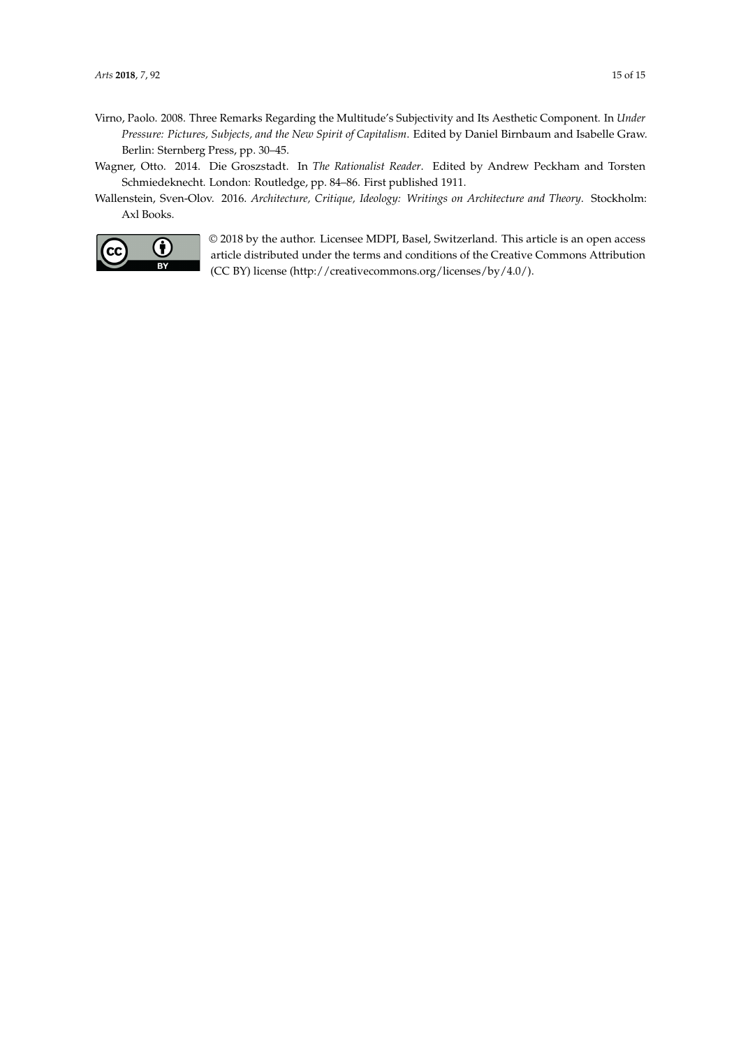Virno, Paolo. 2008. Three Remarks Regarding the Multitude's Subjectivity and Its Aesthetic Component. In *Under Pressure: Pictures, Subjects, and the New Spirit of Capitalism*. Edited by Daniel Birnbaum and Isabelle Graw. Berlin: Sternberg Press, pp. 30–45.

Wagner, Otto. 2014. Die Groszstadt. In *The Rationalist Reader*. Edited by Andrew Peckham and Torsten Schmiedeknecht. London: Routledge, pp. 84–86. First published 1911.

Wallenstein, Sven-Olov. 2016. *Architecture, Critique, Ideology: Writings on Architecture and Theory*. Stockholm: Axl Books.

© 2018 by the author. Licensee MDPI, Basel, Switzerland. This article is an open access article distributed under the terms and conditions of the Creative Commons Attribution (CC BY) license (http://creativecommons.org/licenses/by/4.0/).